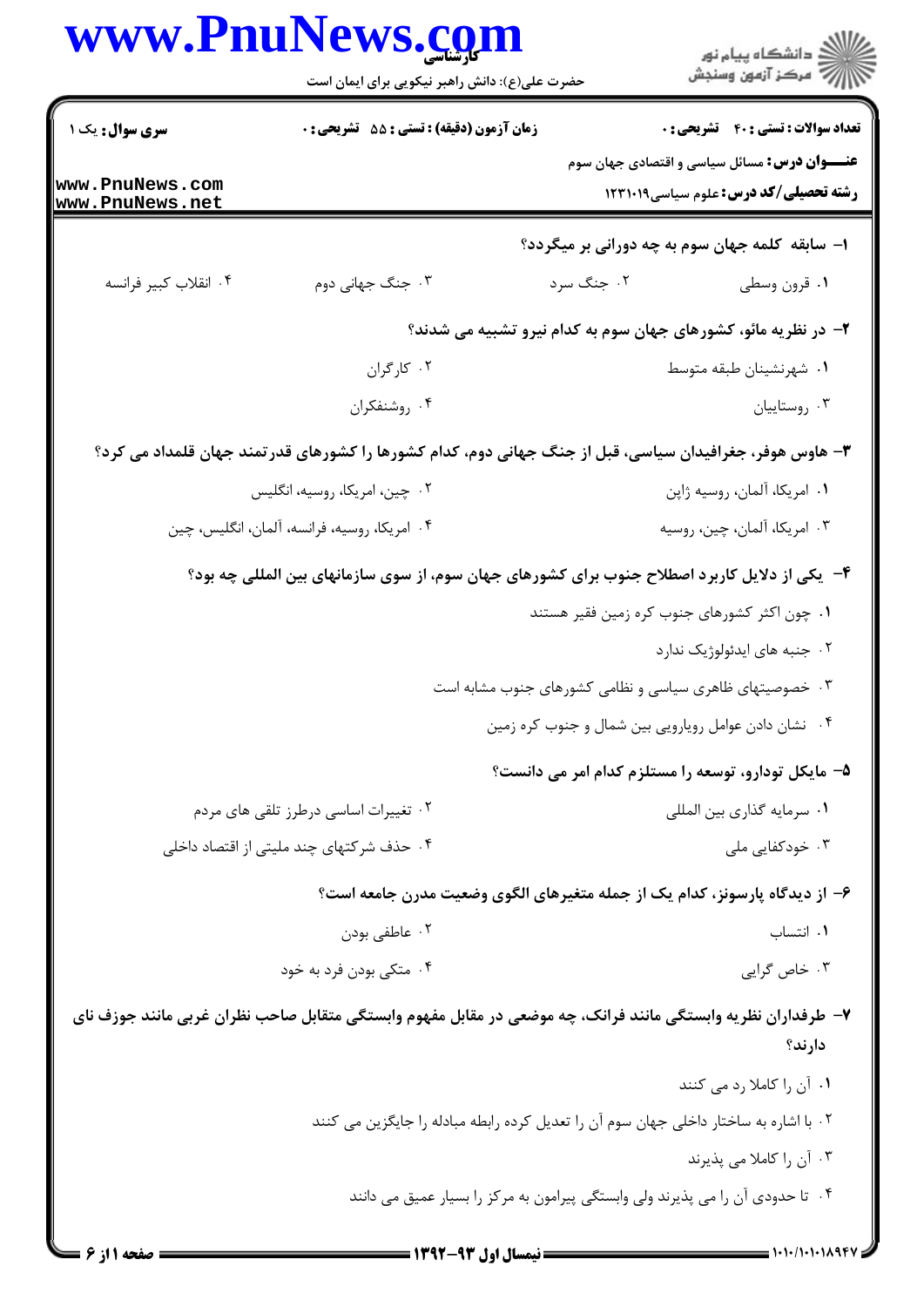**سری سوال:** یک ۱

**زمان آزمون (دقیقه) : تستی : ۵۵ تشریحی : ۰**

**تعداد سوالات : تستی : ۴۰ تشریحی : ۰**

**عنـــوان درس:** مسائل سیاسی و اقتصادی جهان سوم

**رشته تحصیلی/کد درس:** علوم سیاسی۱۲۳۱۰۱۹

**۱- سابقه کلمه جهان سوم به چه دورانی بر میگردد؟**

۱. قرون وسطی
۲. جنگ سرد
۳. جنگ جهانی دوم
۴. انقلاب کبیر فرانسه

**۲- در نظریه مائو، کشورهای جهان سوم به کدام نیرو تشبیه می شدند؟**

۱. شهرنشینان طبقه متوسط
۲. کارگران
۳. روستاییان
۴. روشنفکران

**۳- هاوس هوفر، جغرافیدان سیاسی، قبل از جنگ جهانی دوم، کدام کشورها را کشورهای قدرتمند جهان قلمداد می کرد؟**

۱. امریکا، آلمان، روسیه ژاپن
۲. چین، امریکا، روسیه، انگلیس
۳. امریکا، آلمان، چین، روسیه
۴. امریکا، روسیه، فرانسه، آلمان، انگلیس، چین

**۴- یکی از دلایل کاربرد اصطلاح جنوب برای کشورهای جهان سوم، از سوی سازمانهای بین المللی چه بود؟**

۱. چون اکثر کشورهای جنوب کره زمین فقیر هستند
۲. جنبه های ایدئولوژیک ندارد
۳. خصوصیتهای ظاهری سیاسی و نظامی کشورهای جنوب مشابه است
۴. نشان دادن عوامل رویارویی بین شمال و جنوب کره زمین

**۵- مایکل تودارو، توسعه را مستلزم کدام امر می دانست؟**

۱. سرمایه گذاری بین المللی
۲. تغییرات اساسی درطرز تلقی های مردم
۳. خودکفایی ملی
۴. حذف شرکتهای چند ملیتی از اقتصاد داخلی

**۶- از دیدگاه پارسونز، کدام یک از جمله متغیرهای الگوی وضعیت مدرن جامعه است؟**

۱. انتساب
۲. عاطفی بودن
۳. خاص گرایی
۴. متکی بودن فرد به خود

**۷- طرفداران نظریه وابستگی مانند فرانک، چه موضعی در مقابل مفهوم وابستگی متقابل صاحب نظران غربی مانند جوزف نای دارند؟**

۱. آن را کاملا رد می کنند
۲. با اشاره به ساختار داخلی جهان سوم آن را تعدیل کرده رابطه مبادله را جایگزین می کنند
۳. آن را کاملا می پذیرند
۴. تا حدودی آن را می پذیرند ولی وابستگی پیرامون به مرکز را بسیار عمیق می دانند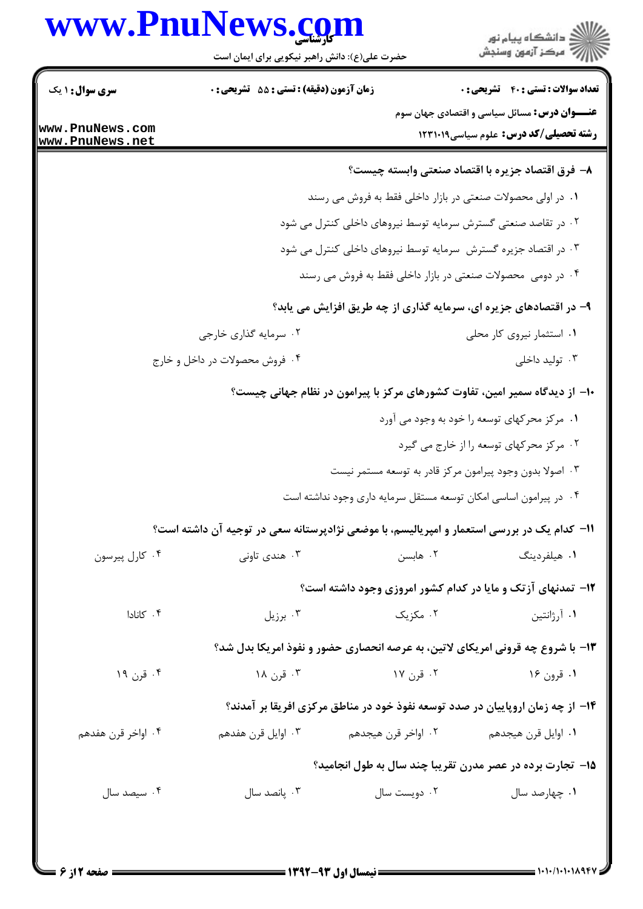**۸- فرق اقتصاد جزیره با اقتصاد صنعتی وابسته چیست؟**

۱. در اولی محصولات صنعتی در بازار داخلی فقط به فروش می رسند

۲. در تقاصد صنعتی گسترش سرمایه توسط نیروهای داخلی کنترل می شود

۳. در اقتصاد جزیره گسترش سرمایه توسط نیروهای داخلی کنترل می شود

۴. در دومی محصولات صنعتی در بازار داخلی فقط به فروش می رسند

**۹- در اقتصادهای جزیره ای، سرمایه گذاری از چه طریق افزایش می یابد؟**

۱. استثمار نیروی کار محلی

۲. سرمایه گذاری خارجی

۳. تولید داخلی

۴. فروش محصولات در داخل و خارج

**۱۰- از دیدگاه سمیر امین، تفاوت کشورهای مرکز با پیرامون در نظام جهانی چیست؟**

۱. مرکز محرکهای توسعه را خود به وجود می آورد

۲. مرکز محرکهای توسعه را از خارج می گیرد

۳. اصولا بدون وجود پیرامون مرکز قادر به توسعه مستمر نیست

۴. در پیرامون اساسی امکان توسعه مستقل سرمایه داری وجود نداشته است

**۱۱- کدام یک در بررسی استعمار و امپریالیسم، با موضعی نژادپرستانه سعی در توجیه آن داشته است؟**

۱. هیلفردینگ

۲. هابسن

۳. هندی تاونی

۴. کارل پیرسون

**۱۲- تمدنهای آزتک و مایا در کدام کشور امروزی وجود داشته است؟**

۱. آرژانتین

۲. مکزیک

۳. برزیل

۴. کانادا

**۱۳- با شروع چه قرونی امریکای لاتین، به عرصه انحصاری حضور و نفوذ امریکا بدل شد؟**

۱. قرون ۱۶

۲. قرن ۱۷

۳. قرن ۱۸

۴. قرن ۱۹

**۱۴- از چه زمان اروپاییان در صدد توسعه نفوذ خود در مناطق مرکزی افریقا بر آمدند؟**

۱. اوایل قرن هیجدهم

۲. اواخر قرن هیجدهم

۳. اوایل قرن هفدهم

۴. اواخر قرن هفدهم

**۱۵- تجارت برده در عصر مدرن تقریبا چند سال به طول انجامید؟**

۱. چهارصد سال

۲. دویست سال

۳. پانصد سال

۴. سیصد سال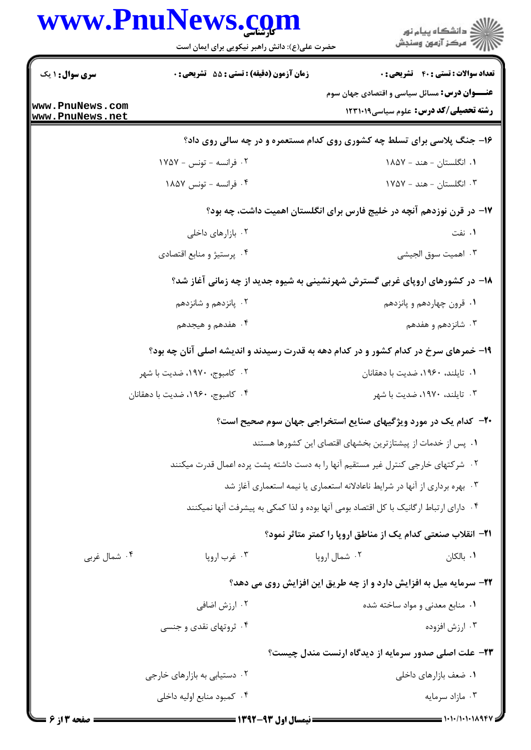**سری سوال:** ۱ یک

**زمان آزمون (دقیقه) : تستی : ۵۵ تشریحی : ۰**

**تعداد سوالات : تستی : ۴۰ تشریحی : ۰**

**عنـــوان درس:** مسائل سیاسی و اقتصادی جهان سوم

**رشته تحصیلی/کد درس:** علوم سیاسی۱۲۳۱۰۱۹

**۱۶- جنگ پلاسی برای تسلط چه کشوری روی کدام مستعمره و در چه سالی روی داد؟**

۱. انگلستان - هند - ۱۸۵۷

۲. فرانسه - تونس - ۱۷۵۷

۳. انگلستان - هند - ۱۷۵۷

۴. فرانسه - تونس ۱۸۵۷

**۱۷- در قرن نوزدهم آنچه در خلیج فارس برای انگلستان اهمیت داشت، چه بود؟**

۱. نفت

۲. بازارهای داخلی

۳. اهمیت سوق الجیشی

۴. پرستیژ و منابع اقتصادی

**۱۸- در کشورهای اروپای غربی گسترش شهرنشینی به شیوه جدید از چه زمانی آغاز شد؟**

۱. قرون چهاردهم و پانزدهم

۲. پانزدهم و شانزدهم

۳. شانزدهم و هفدهم

۴. هفدهم و هیجدهم

**۱۹- خمرهای سرخ در کدام کشور و در کدام دهه به قدرت رسیدند و اندیشه اصلی آنان چه بود؟**

۱. تایلند، ۱۹۶۰، ضدیت با دهقانان

۲. کامبوج، ۱۹۷۰، ضدیت با شهر

۳. تایلند، ۱۹۷۰، ضدیت با شهر

۴. کامبوج، ۱۹۶۰، ضدیت با دهقانان

**۲۰- کدام یک در مورد ویژگیهای صنایع استخراجی جهان سوم صحیح است؟**

۱. پس از خدمات از پیشتازترین بخشهای اقتصای این کشورها هستند

۲. شرکتهای خارجی کنترل غیر مستقیم آنها را به دست داشته پشت پرده اعمال قدرت میکنند

۳. بهره برداری از آنها در شرایط ناعادلانه استعماری یا نیمه استعماری آغاز شد

۴. دارای ارتباط ارگانیک با کل اقتصاد بومی آنها بوده و لذا کمکی به پیشرفت آنها نمیکنند

**۲۱- انقلاب صنعتی کدام یک از مناطق اروپا را کمتر متاثر نمود؟**

۱. بالکان

۲. شمال اروپا

۳. غرب اروپا

۴. شمال غربی

**۲۲- سرمایه میل به افزایش دارد و از چه طریق این افزایش روی می دهد؟**

۱. منابع معدنی و مواد ساخته شده

۲. ارزش اضافی

۳. ارزش افزوده

۴. ثروتهای نقدی و جنسی

**۲۳- علت اصلی صدور سرمایه از دیدگاه ارنست مندل چیست؟**

۱. ضعف بازارهای داخلی

۲. دستیابی به بازارهای خارجی

۳. مازاد سرمایه

۴. کمبود منابع اولیه داخلی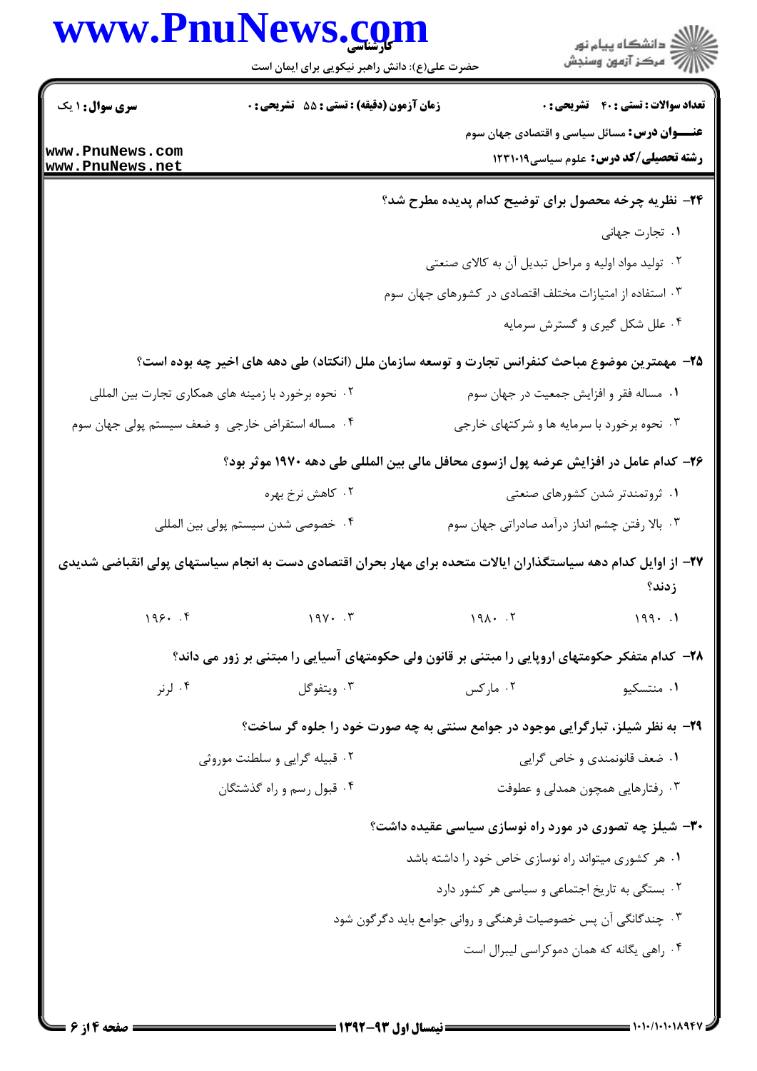**۲۴- نظریه چرخه محصول برای توضیح کدام پدیده مطرح شد؟**

۱. تجارت جهانی

۲. تولید مواد اولیه و مراحل تبدیل آن به کالای صنعتی

۳. استفاده از امتیازات مختلف اقتصادی در کشورهای جهان سوم

۴. علل شکل گیری و گسترش سرمایه

**۲۵- مهمترین موضوع مباحث کنفرانس تجارت و توسعه سازمان ملل (انکتاد) طی دهه های اخیر چه بوده است؟**

۱. مساله فقر و افزایش جمعیت در جهان سوم

۲. نحوه برخورد با زمینه های همکاری تجارت بین المللی

۳. نحوه برخورد با سرمایه ها و شرکتهای خارجی

۴. مساله استقراض خارجی و ضعف سیستم پولی جهان سوم

**۲۶- کدام عامل در افزایش عرضه پول ازسوی محافل مالی بین المللی طی دهه ۱۹۷۰ موثر بود؟**

۱. ثروتمندتر شدن کشورهای صنعتی

۲. کاهش نرخ بهره

۳. بالا رفتن چشم انداز درآمد صادراتی جهان سوم

۴. خصوصی شدن سیستم پولی بین المللی

**۲۷- از اوایل کدام دهه سیاستگذاران ایالات متحده برای مهار بحران اقتصادی دست به انجام سیاستهای پولی انقباضی شدیدی زدند؟**

۱. ۱۹۹۰

۲. ۱۹۸۰

۳. ۱۹۷۰

۴. ۱۹۶۰

**۲۸- کدام متفکر حکومتهای اروپایی را مبتنی بر قانون ولی حکومتهای آسیایی را مبتنی بر زور می داند؟**

۱. منتسکیو

۲. مارکس

۳. ویتفوگل

۴. لرنر

**۲۹- به نظر شیلز، تبارگرایی موجود در جوامع سنتی به چه صورت خود را جلوه گر ساخت؟**

۱. ضعف قانونمندی و خاص گرایی

۲. قبیله گرایی و سلطنت موروثی

۳. رفتارهایی همچون همدلی و عطوفت

۴. قبول رسم و راه گذشتگان

**۳۰- شیلز چه تصوری در مورد راه نوسازی سیاسی عقیده داشت؟**

۱. هر کشوری میتواند راه نوسازی خاص خود را داشته باشد

۲. بستگی به تاریخ اجتماعی و سیاسی هر کشور دارد

۳. چندگانگی آن پس خصوصیات فرهنگی و روانی جوامع باید دگرگون شود

۴. راهی یگانه که همان دموکراسی لیبرال است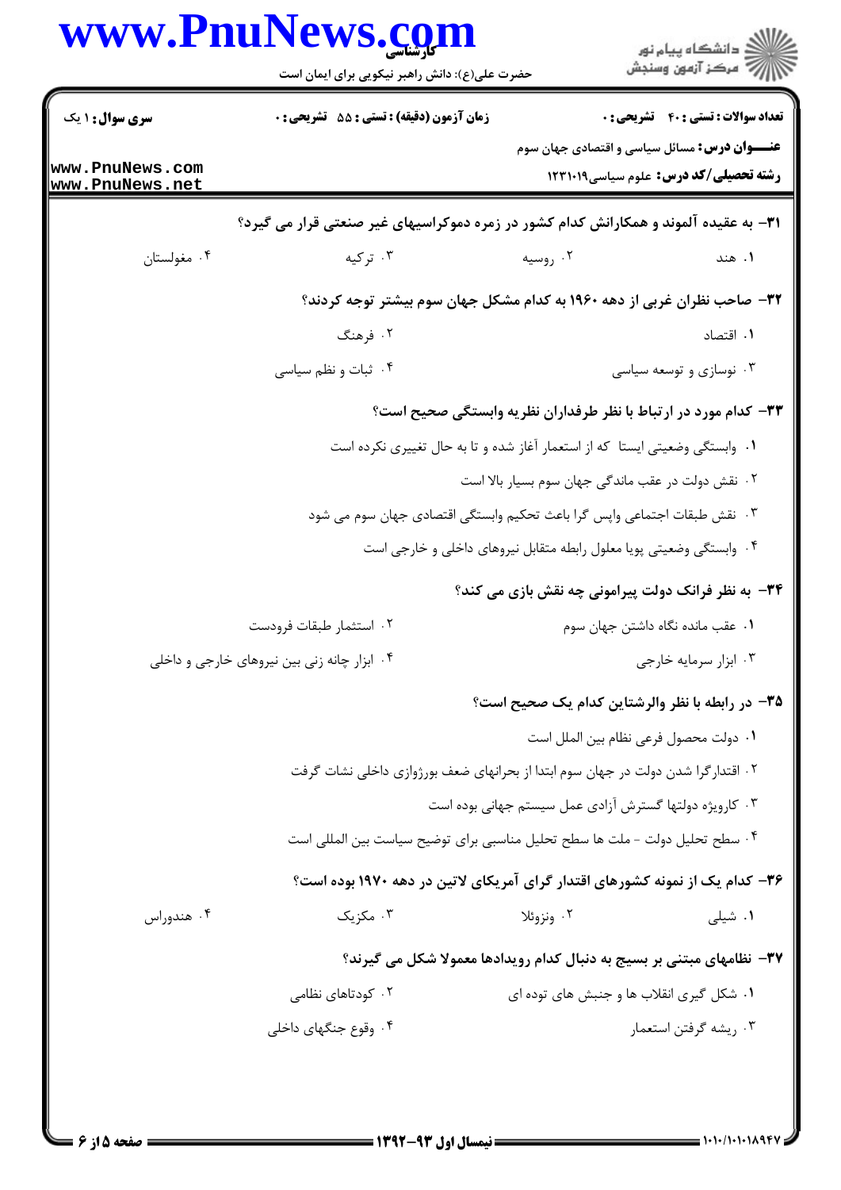**سری سوال:** ۱ یک | **زمان آزمون (دقیقه) : تستی :** ۵۵ **تشریحی :** ۰ | **تعداد سوالات : تستی :** ۴۰ **تشریحی :** ۰

**عنـــوان درس:** مسائل سیاسی و اقتصادی جهان سوم

**رشته تحصیلی/کد درس:** علوم سیاسی۱۲۳۱۰۱۹

۳۱- به عقیده آلموند و همکارانش کدام کشور در زمره دموکراسیهای غیر صنعتی قرار می گیرد؟

۱. هند　　۲. روسیه　　۳. ترکیه　　۴. مغولستان

۳۲- صاحب نظران غربی از دهه ۱۹۶۰ به کدام مشکل جهان سوم بیشتر توجه کردند؟

۱. اقتصاد
۲. فرهنگ
۳. نوسازی و توسعه سیاسی
۴. ثبات و نظم سیاسی

۳۳- کدام مورد در ارتباط با نظر طرفداران نظریه وابستگی صحیح است؟

۱. وابستگی وضعیتی ایستا که از استعمار آغاز شده و تا به حال تغییری نکرده است
۲. نقش دولت در عقب ماندگی جهان سوم بسیار بالا است
۳. نقش طبقات اجتماعی واپس گرا باعث تحکیم وابستگی اقتصادی جهان سوم می شود
۴. وابستگی وضعیتی پویا معلول رابطه متقابل نیروهای داخلی و خارجی است

۳۴- به نظر فرانک دولت پیرامونی چه نقش بازی می کند؟

۱. عقب مانده نگاه داشتن جهان سوم
۲. استثمار طبقات فرودست
۳. ابزار سرمایه خارجی
۴. ابزار چانه زنی بین نیروهای خارجی و داخلی

۳۵- در رابطه با نظر والرشتاین کدام یک صحیح است؟

۱. دولت محصول فرعی نظام بین الملل است
۲. اقتدارگرا شدن دولت در جهان سوم ابتدا از بحرانهای ضعف بورژوازی داخلی نشات گرفت
۳. کارویژه دولتها گسترش آزادی عمل سیستم جهانی بوده است
۴. سطح تحلیل دولت - ملت ها سطح تحلیل مناسبی برای توضیح سیاست بین المللی است

۳۶- کدام یک از نمونه کشورهای اقتدار گرای آمریکای لاتین در دهه ۱۹۷۰ بوده است؟

۱. شیلی　　۲. ونزوئلا　　۳. مکزیک　　۴. هندوراس

۳۷- نظامهای مبتنی بر بسیج به دنبال کدام رویدادها معمولا شکل می گیرند؟

۱. شکل گیری انقلاب ها و جنبش های توده ای
۲. کودتاهای نظامی
۳. ریشه گرفتن استعمار
۴. وقوع جنگهای داخلی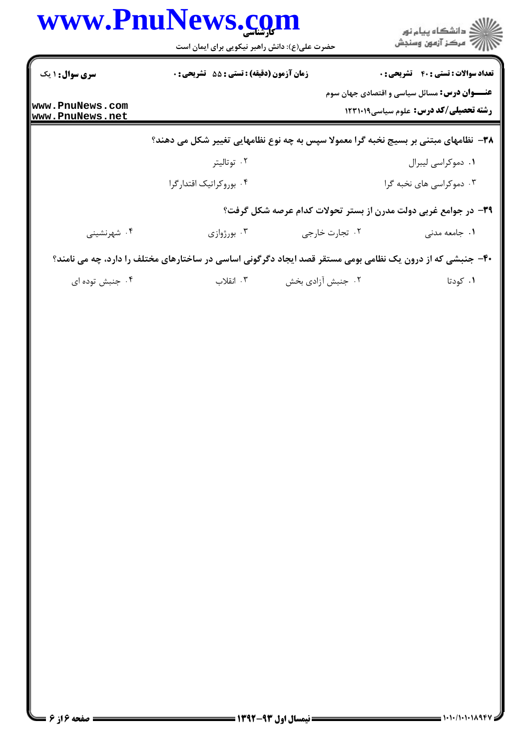۳۸- نظامهای مبتنی بر بسیج نخبه گرا معمولا سپس به چه نوع نظامهایی تغییر شکل می دهند؟

۱. دموکراسی لیبرال

۲. توتالیتر

۳. دموکراسی های نخبه گرا

۴. بوروکراتیک اقتدارگرا

۳۹- در جوامع غربی دولت مدرن از بستر تحولات کدام عرصه شکل گرفت؟

۱. جامعه مدنی

۲. تجارت خارجی

۳. بورژوازی

۴. شهرنشینی

۴۰- جنبشی که از درون یک نظامی بومی مستقر قصد ایجاد دگرگونی اساسی در ساختارهای مختلف را دارد، چه می نامند؟

۱. کودتا

۲. جنبش آزادی بخش

۳. انقلاب

۴. جنبش توده ای